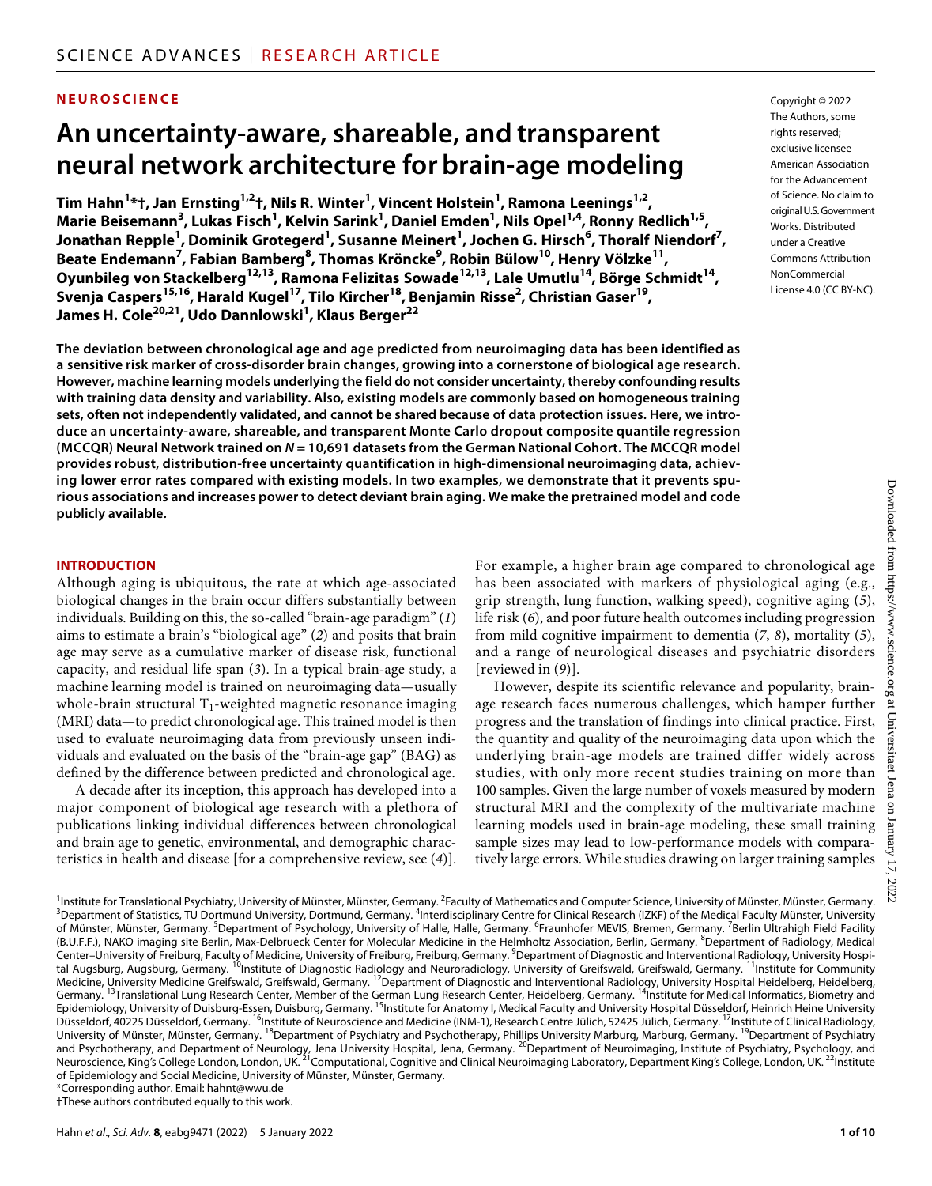NEUROSCIENCE

# An uncertainty-aware, shareable, and transparent neural network architecture for brain-age modeling

**Tim Hahn[1]*†, Jan Ernsting[1,2]†, Nils R. Winter[1], Vincent Holstein[1], Ramona Leenings[1,2], Marie Beisemann[3], Lukas Fisch[1], Kelvin Sarink[1], Daniel Emden[1], Nils Opel[1,4], Ronny Redlich[1,5], Jonathan Repple[1], Dominik Grotegerd[1], Susanne Meinert[1], Jochen G. Hirsch[6], Thoralf Niendorf[7], Beate Endemann[7], Fabian Bamberg[8], Thomas Kröncke[9], Robin Bülow[10], Henry Völzke[11], Oyunbileg von Stackelberg[12,13], Ramona Felizitas Sowade[12,13], Lale Umutlu[14], Börge Schmidt[14], Svenja Caspers[15,16], Harald Kugel[17], Tilo Kircher[18], Benjamin Risse[2], Christian Gaser[19], James H. Cole[20,21], Udo Dannlowski[1], Klaus Berger[22]**

Copyright © 2022 The Authors, some rights reserved; exclusive licensee American Association for the Advancement of Science. No claim to original U.S. Government Works. Distributed under a Creative Commons Attribution NonCommercial License 4.0 (CC BY-NC).

**The deviation between chronological age and age predicted from neuroimaging data has been identified as a sensitive risk marker of cross-disorder brain changes, growing into a cornerstone of biological age research. However, machine learning models underlying the field do not consider uncertainty, thereby confounding results with training data density and variability. Also, existing models are commonly based on homogeneous training sets, often not independently validated, and cannot be shared because of data protection issues. Here, we introduce an uncertainty-aware, shareable, and transparent Monte Carlo dropout composite quantile regression (MCCQR) Neural Network trained on *N* = 10,691 datasets from the German National Cohort. The MCCQR model provides robust, distribution-free uncertainty quantification in high-dimensional neuroimaging data, achieving lower error rates compared with existing models. In two examples, we demonstrate that it prevents spurious associations and increases power to detect deviant brain aging. We make the pretrained model and code publicly available.**

## INTRODUCTION

Although aging is ubiquitous, the rate at which age-associated biological changes in the brain occur differs substantially between individuals. Building on this, the so-called "brain-age paradigm" (*1*) aims to estimate a brain's "biological age" (*2*) and posits that brain age may serve as a cumulative marker of disease risk, functional capacity, and residual life span (*3*). In a typical brain-age study, a machine learning model is trained on neuroimaging data—usually whole-brain structural $T_1$-weighted magnetic resonance imaging (MRI) data—to predict chronological age. This trained model is then used to evaluate neuroimaging data from previously unseen individuals and evaluated on the basis of the "brain-age gap" (BAG) as defined by the difference between predicted and chronological age.

A decade after its inception, this approach has developed into a major component of biological age research with a plethora of publications linking individual differences between chronological and brain age to genetic, environmental, and demographic characteristics in health and disease [for a comprehensive review, see (*4*)]. For example, a higher brain age compared to chronological age has been associated with markers of physiological aging (e.g., grip strength, lung function, walking speed), cognitive aging (*5*), life risk (*6*), and poor future health outcomes including progression from mild cognitive impairment to dementia (*7*, *8*), mortality (*5*), and a range of neurological diseases and psychiatric disorders [reviewed in (*9*)].

However, despite its scientific relevance and popularity, brain-age research faces numerous challenges, which hamper further progress and the translation of findings into clinical practice. First, the quantity and quality of the neuroimaging data upon which the underlying brain-age models are trained differ widely across studies, with only more recent studies training on more than 100 samples. Given the large number of voxels measured by modern structural MRI and the complexity of the multivariate machine learning models used in brain-age modeling, these small training sample sizes may lead to low-performance models with comparatively large errors. While studies drawing on larger training samples

[1]Institute for Translational Psychiatry, University of Münster, Münster, Germany. [2]Faculty of Mathematics and Computer Science, University of Münster, Münster, Germany. [3]Department of Statistics, TU Dortmund University, Dortmund, Germany. [4]Interdisciplinary Centre for Clinical Research (IZKF) of the Medical Faculty Münster, University of Münster, Münster, Germany. [5]Department of Psychology, University of Halle, Halle, Germany. [6]Fraunhofer MEVIS, Bremen, Germany. [7]Berlin Ultrahigh Field Facility (B.U.F.F.), NAKO imaging site Berlin, Max-Delbrueck Center for Molecular Medicine in the Helmholtz Association, Berlin, Germany. [8]Department of Radiology, Medical Center–University of Freiburg, Faculty of Medicine, University of Freiburg, Freiburg, Germany. [9]Department of Diagnostic and Interventional Radiology, University Hospital Augsburg, Augsburg, Germany. [10]Institute of Diagnostic Radiology and Neuroradiology, University of Greifswald, Greifswald, Germany. [11]Institute for Community Medicine, University Medicine Greifswald, Greifswald, Germany. [12]Department of Diagnostic and Interventional Radiology, University Hospital Heidelberg, Heidelberg, Germany. [13]Translational Lung Research Center, Member of the German Lung Research Center, Heidelberg, Germany. [14]Institute for Medical Informatics, Biometry and Epidemiology, University of Duisburg-Essen, Duisburg, Germany. [15]Institute for Anatomy I, Medical Faculty and University Hospital Düsseldorf, Heinrich Heine University Düsseldorf, 40225 Düsseldorf, Germany. [16]Institute of Neuroscience and Medicine (INM-1), Research Centre Jülich, 52425 Jülich, Germany. [17]Institute of Clinical Radiology, University of Münster, Münster, Germany. [18]Department of Psychiatry and Psychotherapy, Phillips University Marburg, Marburg, Germany. [19]Department of Psychiatry and Psychotherapy, and Department of Neurology, Jena University Hospital, Jena, Germany. [20]Department of Neuroimaging, Institute of Psychiatry, Psychology, and Neuroscience, King's College London, London, UK. [21]Computational, Cognitive and Clinical Neuroimaging Laboratory, Department King's College, London, UK. [22]Institute of Epidemiology and Social Medicine, University of Münster, Münster, Germany.
*Corresponding author. Email: hahnt@wwu.de
†These authors contributed equally to this work.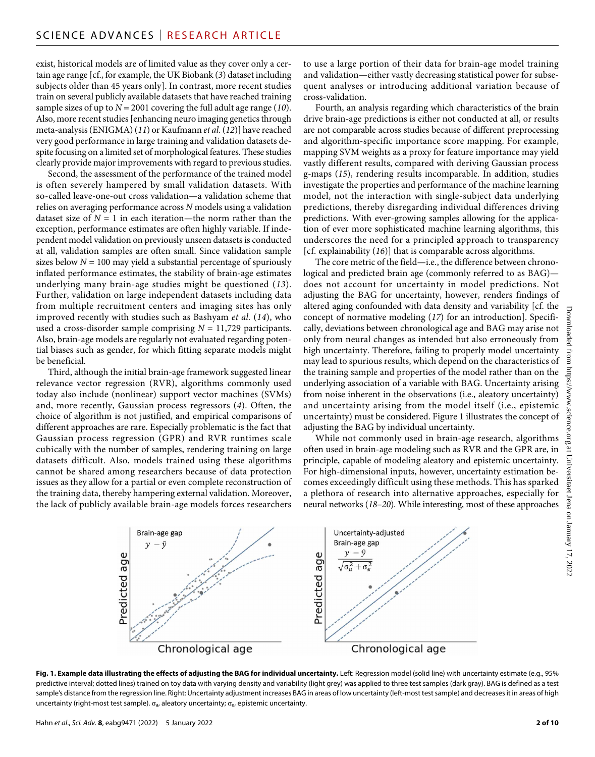exist, historical models are of limited value as they cover only a certain age range [cf., for example, the UK Biobank (3) dataset including subjects older than 45 years only]. In contrast, more recent studies train on several publicly available datasets that have reached training sample sizes of up to $N = 2001$ covering the full adult age range (10). Also, more recent studies [enhancing neuro imaging genetics through meta-analysis (ENIGMA) (11) or Kaufmann *et al.* (12)] have reached very good performance in large training and validation datasets despite focusing on a limited set of morphological features. These studies clearly provide major improvements with regard to previous studies.

Second, the assessment of the performance of the trained model is often severely hampered by small validation datasets. With so-called leave-one-out cross validation—a validation scheme that relies on averaging performance across $N$ models using a validation dataset size of $N = 1$ in each iteration—the norm rather than the exception, performance estimates are often highly variable. If independent model validation on previously unseen datasets is conducted at all, validation samples are often small. Since validation sample sizes below $N = 100$ may yield a substantial percentage of spuriously inflated performance estimates, the stability of brain-age estimates underlying many brain-age studies might be questioned (13). Further, validation on large independent datasets including data from multiple recruitment centers and imaging sites has only improved recently with studies such as Bashyam *et al.* (14), who used a cross-disorder sample comprising $N = 11{,}729$ participants. Also, brain-age models are regularly not evaluated regarding potential biases such as gender, for which fitting separate models might be beneficial.

Third, although the initial brain-age framework suggested linear relevance vector regression (RVR), algorithms commonly used today also include (nonlinear) support vector machines (SVMs) and, more recently, Gaussian process regressors (4). Often, the choice of algorithm is not justified, and empirical comparisons of different approaches are rare. Especially problematic is the fact that Gaussian process regression (GPR) and RVR runtimes scale cubically with the number of samples, rendering training on large datasets difficult. Also, models trained using these algorithms cannot be shared among researchers because of data protection issues as they allow for a partial or even complete reconstruction of the training data, thereby hampering external validation. Moreover, the lack of publicly available brain-age models forces researchers to use a large portion of their data for brain-age model training and validation—either vastly decreasing statistical power for subsequent analyses or introducing additional variation because of cross-validation.

Fourth, an analysis regarding which characteristics of the brain drive brain-age predictions is either not conducted at all, or results are not comparable across studies because of different preprocessing and algorithm-specific importance score mapping. For example, mapping SVM weights as a proxy for feature importance may yield vastly different results, compared with deriving Gaussian process g-maps (15), rendering results incomparable. In addition, studies investigate the properties and performance of the machine learning model, not the interaction with single-subject data underlying predictions, thereby disregarding individual differences driving predictions. With ever-growing samples allowing for the application of ever more sophisticated machine learning algorithms, this underscores the need for a principled approach to transparency [cf. explainability (16)] that is comparable across algorithms.

The core metric of the field—i.e., the difference between chronological and predicted brain age (commonly referred to as BAG)—does not account for uncertainty in model predictions. Not adjusting the BAG for uncertainty, however, renders findings of altered aging confounded with data density and variability [cf. the concept of normative modeling (17) for an introduction]. Specifically, deviations between chronological age and BAG may arise not only from neural changes as intended but also erroneously from high uncertainty. Therefore, failing to properly model uncertainty may lead to spurious results, which depend on the characteristics of the training sample and properties of the model rather than on the underlying association of a variable with BAG. Uncertainty arising from noise inherent in the observations (i.e., aleatory uncertainty) and uncertainty arising from the model itself (i.e., epistemic uncertainty) must be considered. Figure 1 illustrates the concept of adjusting the BAG by individual uncertainty.

While not commonly used in brain-age research, algorithms often used in brain-age modeling such as RVR and the GPR are, in principle, capable of modeling aleatory and epistemic uncertainty. For high-dimensional inputs, however, uncertainty estimation becomes exceedingly difficult using these methods. This has sparked a plethora of research into alternative approaches, especially for neural networks (18–20). While interesting, most of these approaches

**Fig. 1. Example data illustrating the effects of adjusting the BAG for individual uncertainty.** Left: Regression model (solid line) with uncertainty estimate (e.g., 95% predictive interval; dotted lines) trained on toy data with varying density and variability (light grey) was applied to three test samples (dark gray). BAG is defined as a test sample's distance from the regression line. Right: Uncertainty adjustment increases BAG in areas of low uncertainty (left-most test sample) and decreases it in areas of high uncertainty (right-most test sample). $\sigma_a$, aleatory uncertainty; $\sigma_e$, epistemic uncertainty.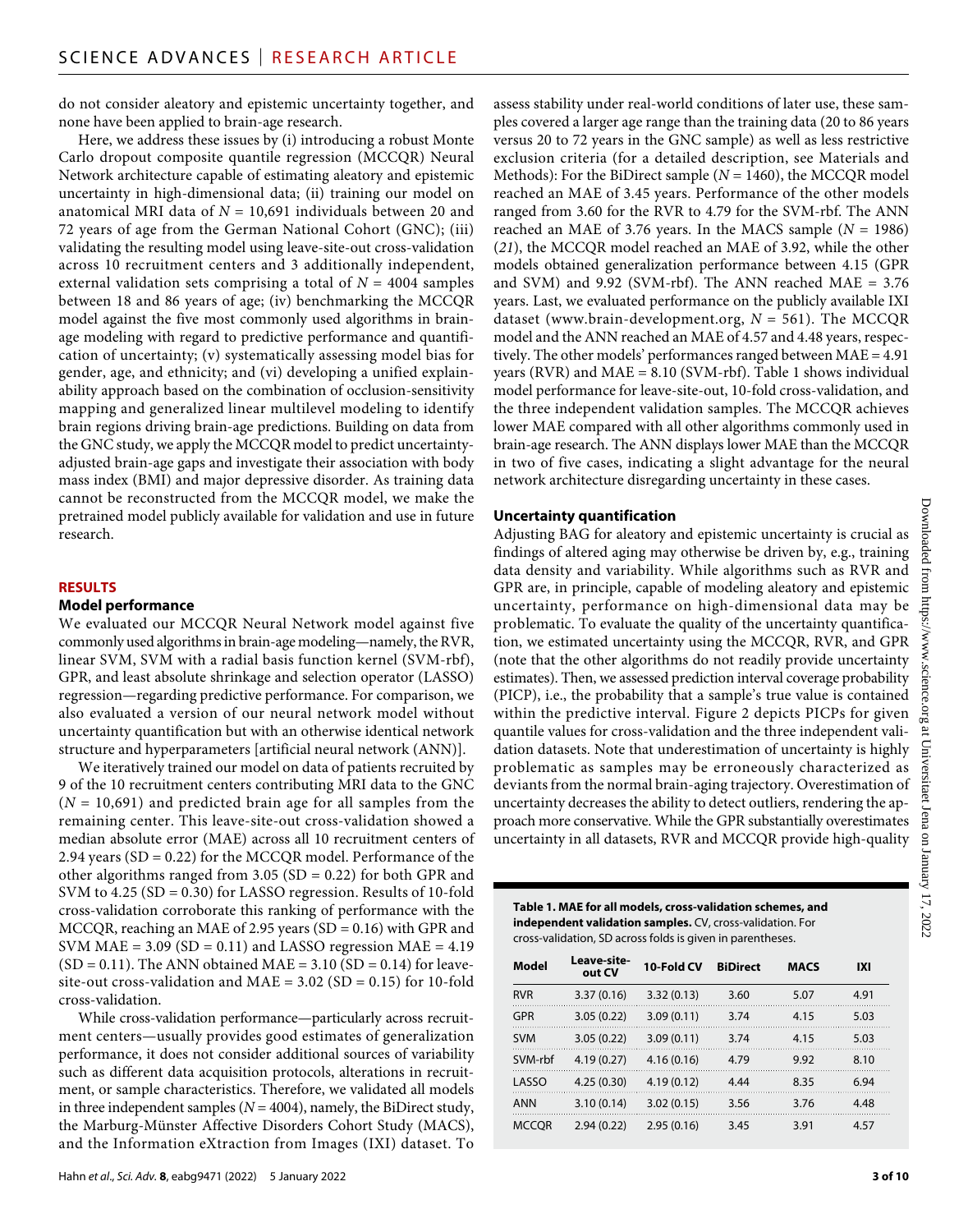do not consider aleatory and epistemic uncertainty together, and none have been applied to brain-age research.

Here, we address these issues by (i) introducing a robust Monte Carlo dropout composite quantile regression (MCCQR) Neural Network architecture capable of estimating aleatory and epistemic uncertainty in high-dimensional data; (ii) training our model on anatomical MRI data of $N = 10,691$ individuals between 20 and 72 years of age from the German National Cohort (GNC); (iii) validating the resulting model using leave-site-out cross-validation across 10 recruitment centers and 3 additionally independent, external validation sets comprising a total of $N = 4004$ samples between 18 and 86 years of age; (iv) benchmarking the MCCQR model against the five most commonly used algorithms in brain-age modeling with regard to predictive performance and quantification of uncertainty; (v) systematically assessing model bias for gender, age, and ethnicity; and (vi) developing a unified explainability approach based on the combination of occlusion-sensitivity mapping and generalized linear multilevel modeling to identify brain regions driving brain-age predictions. Building on data from the GNC study, we apply the MCCQR model to predict uncertainty-adjusted brain-age gaps and investigate their association with body mass index (BMI) and major depressive disorder. As training data cannot be reconstructed from the MCCQR model, we make the pretrained model publicly available for validation and use in future research.

## RESULTS

### Model performance

We evaluated our MCCQR Neural Network model against five commonly used algorithms in brain-age modeling—namely, the RVR, linear SVM, SVM with a radial basis function kernel (SVM-rbf), GPR, and least absolute shrinkage and selection operator (LASSO) regression—regarding predictive performance. For comparison, we also evaluated a version of our neural network model without uncertainty quantification but with an otherwise identical network structure and hyperparameters [artificial neural network (ANN)].

We iteratively trained our model on data of patients recruited by 9 of the 10 recruitment centers contributing MRI data to the GNC ($N = 10,691$) and predicted brain age for all samples from the remaining center. This leave-site-out cross-validation showed a median absolute error (MAE) across all 10 recruitment centers of 2.94 years (SD = 0.22) for the MCCQR model. Performance of the other algorithms ranged from 3.05 (SD = 0.22) for both GPR and SVM to 4.25 (SD = 0.30) for LASSO regression. Results of 10-fold cross-validation corroborate this ranking of performance with the MCCQR, reaching an MAE of 2.95 years (SD = 0.16) with GPR and SVM MAE = 3.09 (SD = 0.11) and LASSO regression MAE = 4.19 (SD = 0.11). The ANN obtained MAE = 3.10 (SD = 0.14) for leave-site-out cross-validation and MAE = 3.02 (SD = 0.15) for 10-fold cross-validation.

While cross-validation performance—particularly across recruitment centers—usually provides good estimates of generalization performance, it does not consider additional sources of variability such as different data acquisition protocols, alterations in recruitment, or sample characteristics. Therefore, we validated all models in three independent samples ($N = 4004$), namely, the BiDirect study, the Marburg-Münster Affective Disorders Cohort Study (MACS), and the Information eXtraction from Images (IXI) dataset. To assess stability under real-world conditions of later use, these samples covered a larger age range than the training data (20 to 86 years versus 20 to 72 years in the GNC sample) as well as less restrictive exclusion criteria (for a detailed description, see Materials and Methods): For the BiDirect sample ($N = 1460$), the MCCQR model reached an MAE of 3.45 years. Performance of the other models ranged from 3.60 for the RVR to 4.79 for the SVM-rbf. The ANN reached an MAE of 3.76 years. In the MACS sample ($N = 1986$) (*21*), the MCCQR model reached an MAE of 3.92, while the other models obtained generalization performance between 4.15 (GPR and SVM) and 9.92 (SVM-rbf). The ANN reached MAE = 3.76 years. Last, we evaluated performance on the publicly available IXI dataset (www.brain-development.org, $N = 561$). The MCCQR model and the ANN reached an MAE of 4.57 and 4.48 years, respectively. The other models' performances ranged between MAE = 4.91 years (RVR) and MAE = 8.10 (SVM-rbf). Table 1 shows individual model performance for leave-site-out, 10-fold cross-validation, and the three independent validation samples. The MCCQR achieves lower MAE compared with all other algorithms commonly used in brain-age research. The ANN displays lower MAE than the MCCQR in two of five cases, indicating a slight advantage for the neural network architecture disregarding uncertainty in these cases.

### Uncertainty quantification

Adjusting BAG for aleatory and epistemic uncertainty is crucial as findings of altered aging may otherwise be driven by, e.g., training data density and variability. While algorithms such as RVR and GPR are, in principle, capable of modeling aleatory and epistemic uncertainty, performance on high-dimensional data may be problematic. To evaluate the quality of the uncertainty quantification, we estimated uncertainty using the MCCQR, RVR, and GPR (note that the other algorithms do not readily provide uncertainty estimates). Then, we assessed prediction interval coverage probability (PICP), i.e., the probability that a sample's true value is contained within the predictive interval. Figure 2 depicts PICPs for given quantile values for cross-validation and the three independent validation datasets. Note that underestimation of uncertainty is highly problematic as samples may be erroneously characterized as deviants from the normal brain-aging trajectory. Overestimation of uncertainty decreases the ability to detect outliers, rendering the approach more conservative. While the GPR substantially overestimates uncertainty in all datasets, RVR and MCCQR provide high-quality

**Table 1. MAE for all models, cross-validation schemes, and independent validation samples.** CV, cross-validation. For cross-validation, SD across folds is given in parentheses.

| Model | Leave-site-out CV | 10-Fold CV | BiDirect | MACS | IXI |
|---|---|---|---|---|---|
| RVR | 3.37 (0.16) | 3.32 (0.13) | 3.60 | 5.07 | 4.91 |
| GPR | 3.05 (0.22) | 3.09 (0.11) | 3.74 | 4.15 | 5.03 |
| SVM | 3.05 (0.22) | 3.09 (0.11) | 3.74 | 4.15 | 5.03 |
| SVM-rbf | 4.19 (0.27) | 4.16 (0.16) | 4.79 | 9.92 | 8.10 |
| LASSO | 4.25 (0.30) | 4.19 (0.12) | 4.44 | 8.35 | 6.94 |
| ANN | 3.10 (0.14) | 3.02 (0.15) | 3.56 | 3.76 | 4.48 |
| MCCQR | 2.94 (0.22) | 2.95 (0.16) | 3.45 | 3.91 | 4.57 |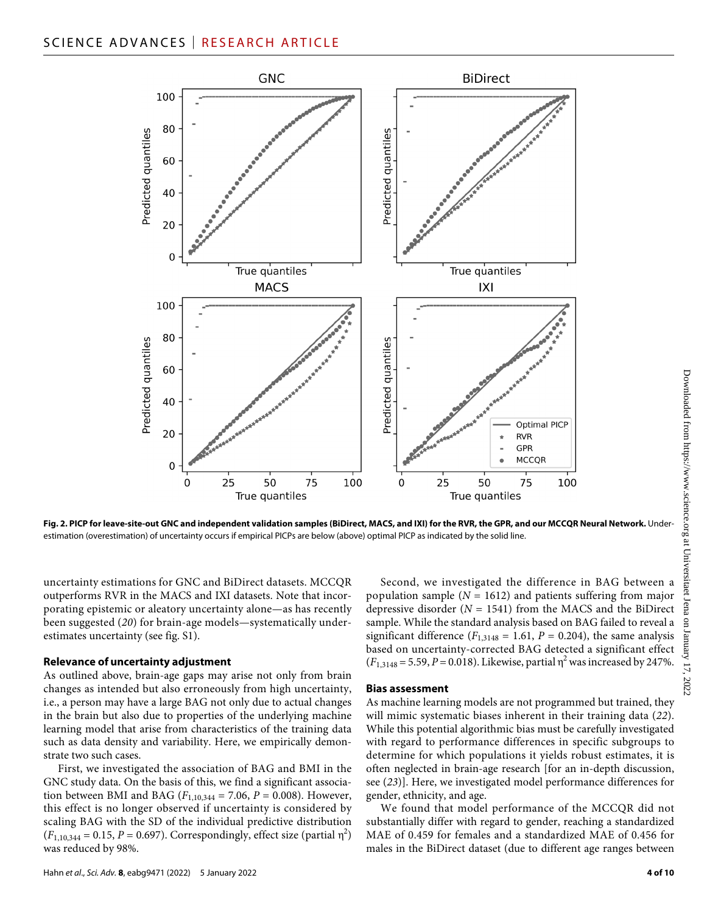**Fig. 2. PICP for leave-site-out GNC and independent validation samples (BiDirect, MACS, and IXI) for the RVR, the GPR, and our MCCQR Neural Network.** Underestimation (overestimation) of uncertainty occurs if empirical PICPs are below (above) optimal PICP as indicated by the solid line.

uncertainty estimations for GNC and BiDirect datasets. MCCQR outperforms RVR in the MACS and IXI datasets. Note that incorporating epistemic or aleatory uncertainty alone—as has recently been suggested (*20*) for brain-age models—systematically underestimates uncertainty (see fig. S1).

### Relevance of uncertainty adjustment

As outlined above, brain-age gaps may arise not only from brain changes as intended but also erroneously from high uncertainty, i.e., a person may have a large BAG not only due to actual changes in the brain but also due to properties of the underlying machine learning model that arise from characteristics of the training data such as data density and variability. Here, we empirically demonstrate two such cases.

First, we investigated the association of BAG and BMI in the GNC study data. On the basis of this, we find a significant association between BMI and BAG ($F_{1,10,344} = 7.06$, $P = 0.008$). However, this effect is no longer observed if uncertainty is considered by scaling BAG with the SD of the individual predictive distribution ($F_{1,10,344} = 0.15$, $P = 0.697$). Correspondingly, effect size (partial $\eta^2$) was reduced by 98%.

Second, we investigated the difference in BAG between a population sample ($N = 1612$) and patients suffering from major depressive disorder ($N = 1541$) from the MACS and the BiDirect sample. While the standard analysis based on BAG failed to reveal a significant difference ($F_{1,3148} = 1.61$, $P = 0.204$), the same analysis based on uncertainty-corrected BAG detected a significant effect ($F_{1,3148} = 5.59$, $P = 0.018$). Likewise, partial $\eta^2$ was increased by 247%.

### Bias assessment

As machine learning models are not programmed but trained, they will mimic systematic biases inherent in their training data (*22*). While this potential algorithmic bias must be carefully investigated with regard to performance differences in specific subgroups to determine for which populations it yields robust estimates, it is often neglected in brain-age research [for an in-depth discussion, see (*23*)]. Here, we investigated model performance differences for gender, ethnicity, and age.

We found that model performance of the MCCQR did not substantially differ with regard to gender, reaching a standardized MAE of 0.459 for females and a standardized MAE of 0.456 for males in the BiDirect dataset (due to different age ranges between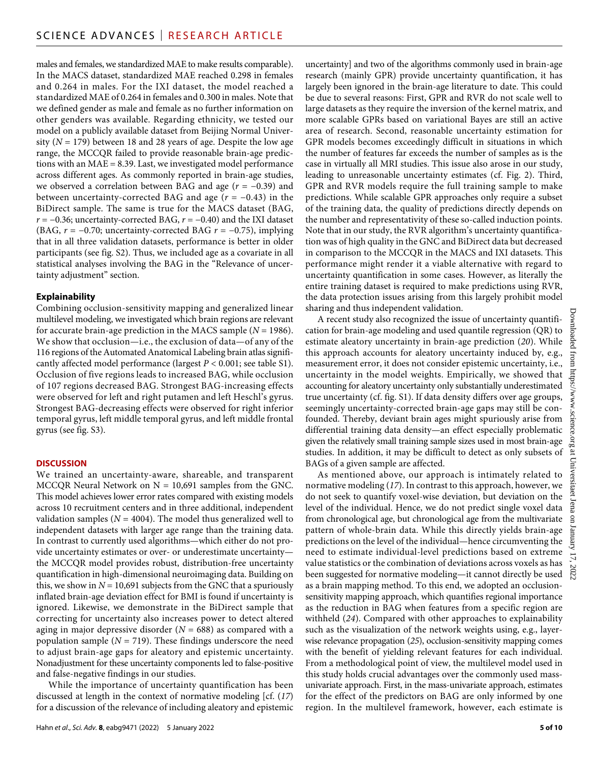males and females, we standardized MAE to make results comparable). In the MACS dataset, standardized MAE reached 0.298 in females and 0.264 in males. For the IXI dataset, the model reached a standardized MAE of 0.264 in females and 0.300 in males. Note that we defined gender as male and female as no further information on other genders was available. Regarding ethnicity, we tested our model on a publicly available dataset from Beijing Normal University ($N$ = 179) between 18 and 28 years of age. Despite the low age range, the MCCQR failed to provide reasonable brain-age predictions with an MAE = 8.39. Last, we investigated model performance across different ages. As commonly reported in brain-age studies, we observed a correlation between BAG and age ($r$ = −0.39) and between uncertainty-corrected BAG and age ($r$ = −0.43) in the BiDirect sample. The same is true for the MACS dataset (BAG, $r$ = −0.36; uncertainty-corrected BAG, $r$ = −0.40) and the IXI dataset (BAG, $r$ = −0.70; uncertainty-corrected BAG $r$ = −0.75), implying that in all three validation datasets, performance is better in older participants (see fig. S2). Thus, we included age as a covariate in all statistical analyses involving the BAG in the "Relevance of uncertainty adjustment" section.

### Explainability

Combining occlusion-sensitivity mapping and generalized linear multilevel modeling, we investigated which brain regions are relevant for accurate brain-age prediction in the MACS sample ($N$ = 1986). We show that occlusion—i.e., the exclusion of data—of any of the 116 regions of the Automated Anatomical Labeling brain atlas significantly affected model performance (largest $P$ < 0.001; see table S1). Occlusion of five regions leads to increased BAG, while occlusion of 107 regions decreased BAG. Strongest BAG-increasing effects were observed for left and right putamen and left Heschl's gyrus. Strongest BAG-decreasing effects were observed for right inferior temporal gyrus, left middle temporal gyrus, and left middle frontal gyrus (see fig. S3).

## DISCUSSION

We trained an uncertainty-aware, shareable, and transparent MCCQR Neural Network on N = 10,691 samples from the GNC. This model achieves lower error rates compared with existing models across 10 recruitment centers and in three additional, independent validation samples ($N$ = 4004). The model thus generalized well to independent datasets with larger age range than the training data. In contrast to currently used algorithms—which either do not provide uncertainty estimates or over- or underestimate uncertainty—the MCCQR model provides robust, distribution-free uncertainty quantification in high-dimensional neuroimaging data. Building on this, we show in $N$ = 10,691 subjects from the GNC that a spuriously inflated brain-age deviation effect for BMI is found if uncertainty is ignored. Likewise, we demonstrate in the BiDirect sample that correcting for uncertainty also increases power to detect altered aging in major depressive disorder ($N$ = 688) as compared with a population sample ($N$ = 719). These findings underscore the need to adjust brain-age gaps for aleatory and epistemic uncertainty. Nonadjustment for these uncertainty components led to false-positive and false-negative findings in our studies.

While the importance of uncertainty quantification has been discussed at length in the context of normative modeling [cf. (*17*) for a discussion of the relevance of including aleatory and epistemic uncertainty] and two of the algorithms commonly used in brain-age research (mainly GPR) provide uncertainty quantification, it has largely been ignored in the brain-age literature to date. This could be due to several reasons: First, GPR and RVR do not scale well to large datasets as they require the inversion of the kernel matrix, and more scalable GPRs based on variational Bayes are still an active area of research. Second, reasonable uncertainty estimation for GPR models becomes exceedingly difficult in situations in which the number of features far exceeds the number of samples as is the case in virtually all MRI studies. This issue also arose in our study, leading to unreasonable uncertainty estimates (cf. Fig. 2). Third, GPR and RVR models require the full training sample to make predictions. While scalable GPR approaches only require a subset of the training data, the quality of predictions directly depends on the number and representativity of these so-called induction points. Note that in our study, the RVR algorithm's uncertainty quantification was of high quality in the GNC and BiDirect data but decreased in comparison to the MCCQR in the MACS and IXI datasets. This performance might render it a viable alternative with regard to uncertainty quantification in some cases. However, as literally the entire training dataset is required to make predictions using RVR, the data protection issues arising from this largely prohibit model sharing and thus independent validation.

A recent study also recognized the issue of uncertainty quantification for brain-age modeling and used quantile regression (QR) to estimate aleatory uncertainty in brain-age prediction (*20*). While this approach accounts for aleatory uncertainty induced by, e.g., measurement error, it does not consider epistemic uncertainty, i.e., uncertainty in the model weights. Empirically, we showed that accounting for aleatory uncertainty only substantially underestimated true uncertainty (cf. fig. S1). If data density differs over age groups, seemingly uncertainty-corrected brain-age gaps may still be confounded. Thereby, deviant brain ages might spuriously arise from differential training data density—an effect especially problematic given the relatively small training sample sizes used in most brain-age studies. In addition, it may be difficult to detect as only subsets of BAGs of a given sample are affected.

As mentioned above, our approach is intimately related to normative modeling (*17*). In contrast to this approach, however, we do not seek to quantify voxel-wise deviation, but deviation on the level of the individual. Hence, we do not predict single voxel data from chronological age, but chronological age from the multivariate pattern of whole-brain data. While this directly yields brain-age predictions on the level of the individual—hence circumventing the need to estimate individual-level predictions based on extreme value statistics or the combination of deviations across voxels as has been suggested for normative modeling—it cannot directly be used as a brain mapping method. To this end, we adopted an occlusion-sensitivity mapping approach, which quantifies regional importance as the reduction in BAG when features from a specific region are withheld (*24*). Compared with other approaches to explainability such as the visualization of the network weights using, e.g., layer-wise relevance propagation (*25*), occlusion-sensitivity mapping comes with the benefit of yielding relevant features for each individual. From a methodological point of view, the multilevel model used in this study holds crucial advantages over the commonly used mass-univariate approach. First, in the mass-univariate approach, estimates for the effect of the predictors on BAG are only informed by one region. In the multilevel framework, however, each estimate is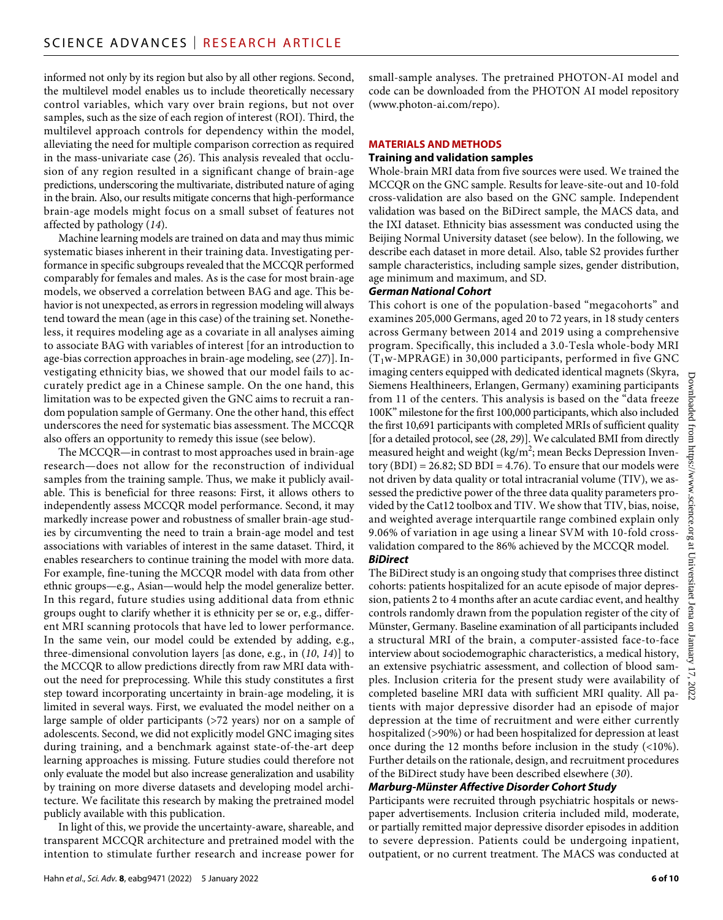informed not only by its region but also by all other regions. Second, the multilevel model enables us to include theoretically necessary control variables, which vary over brain regions, but not over samples, such as the size of each region of interest (ROI). Third, the multilevel approach controls for dependency within the model, alleviating the need for multiple comparison correction as required in the mass-univariate case (*26*). This analysis revealed that occlusion of any region resulted in a significant change of brain-age predictions, underscoring the multivariate, distributed nature of aging in the brain. Also, our results mitigate concerns that high-performance brain-age models might focus on a small subset of features not affected by pathology (*14*).

Machine learning models are trained on data and may thus mimic systematic biases inherent in their training data. Investigating performance in specific subgroups revealed that the MCCQR performed comparably for females and males. As is the case for most brain-age models, we observed a correlation between BAG and age. This behavior is not unexpected, as errors in regression modeling will always tend toward the mean (age in this case) of the training set. Nonetheless, it requires modeling age as a covariate in all analyses aiming to associate BAG with variables of interest [for an introduction to age-bias correction approaches in brain-age modeling, see (*27*)]. Investigating ethnicity bias, we showed that our model fails to accurately predict age in a Chinese sample. On the one hand, this limitation was to be expected given the GNC aims to recruit a random population sample of Germany. One the other hand, this effect underscores the need for systematic bias assessment. The MCCQR also offers an opportunity to remedy this issue (see below).

The MCCQR—in contrast to most approaches used in brain-age research—does not allow for the reconstruction of individual samples from the training sample. Thus, we make it publicly available. This is beneficial for three reasons: First, it allows others to independently assess MCCQR model performance. Second, it may markedly increase power and robustness of smaller brain-age studies by circumventing the need to train a brain-age model and test associations with variables of interest in the same dataset. Third, it enables researchers to continue training the model with more data. For example, fine-tuning the MCCQR model with data from other ethnic groups—e.g., Asian—would help the model generalize better. In this regard, future studies using additional data from ethnic groups ought to clarify whether it is ethnicity per se or, e.g., different MRI scanning protocols that have led to lower performance. In the same vein, our model could be extended by adding, e.g., three-dimensional convolution layers [as done, e.g., in (*10*, *14*)] to the MCCQR to allow predictions directly from raw MRI data without the need for preprocessing. While this study constitutes a first step toward incorporating uncertainty in brain-age modeling, it is limited in several ways. First, we evaluated the model neither on a large sample of older participants (>72 years) nor on a sample of adolescents. Second, we did not explicitly model GNC imaging sites during training, and a benchmark against state-of-the-art deep learning approaches is missing. Future studies could therefore not only evaluate the model but also increase generalization and usability by training on more diverse datasets and developing model architecture. We facilitate this research by making the pretrained model publicly available with this publication.

In light of this, we provide the uncertainty-aware, shareable, and transparent MCCQR architecture and pretrained model with the intention to stimulate further research and increase power for small-sample analyses. The pretrained PHOTON-AI model and code can be downloaded from the PHOTON AI model repository (www.photon-ai.com/repo).

## MATERIALS AND METHODS

### Training and validation samples

Whole-brain MRI data from five sources were used. We trained the MCCQR on the GNC sample. Results for leave-site-out and 10-fold cross-validation are also based on the GNC sample. Independent validation was based on the BiDirect sample, the MACS data, and the IXI dataset. Ethnicity bias assessment was conducted using the Beijing Normal University dataset (see below). In the following, we describe each dataset in more detail. Also, table S2 provides further sample characteristics, including sample sizes, gender distribution, age minimum and maximum, and SD.

#### *German National Cohort*

This cohort is one of the population-based "megacohorts" and examines 205,000 Germans, aged 20 to 72 years, in 18 study centers across Germany between 2014 and 2019 using a comprehensive program. Specifically, this included a 3.0-Tesla whole-body MRI ($T_1$w-MPRAGE) in 30,000 participants, performed in five GNC imaging centers equipped with dedicated identical magnets (Skyra, Siemens Healthineers, Erlangen, Germany) examining participants from 11 of the centers. This analysis is based on the "data freeze 100K" milestone for the first 100,000 participants, which also included the first 10,691 participants with completed MRIs of sufficient quality [for a detailed protocol, see (*28*, *29*)]. We calculated BMI from directly measured height and weight (kg/m$^2$; mean Becks Depression Inventory (BDI) = 26.82; SD BDI = 4.76). To ensure that our models were not driven by data quality or total intracranial volume (TIV), we assessed the predictive power of the three data quality parameters provided by the Cat12 toolbox and TIV. We show that TIV, bias, noise, and weighted average interquartile range combined explain only 9.06% of variation in age using a linear SVM with 10-fold cross-validation compared to the 86% achieved by the MCCQR model.

#### *BiDirect*

The BiDirect study is an ongoing study that comprises three distinct cohorts: patients hospitalized for an acute episode of major depression, patients 2 to 4 months after an acute cardiac event, and healthy controls randomly drawn from the population register of the city of Münster, Germany. Baseline examination of all participants included a structural MRI of the brain, a computer-assisted face-to-face interview about sociodemographic characteristics, a medical history, an extensive psychiatric assessment, and collection of blood samples. Inclusion criteria for the present study were availability of completed baseline MRI data with sufficient MRI quality. All patients with major depressive disorder had an episode of major depression at the time of recruitment and were either currently hospitalized (>90%) or had been hospitalized for depression at least once during the 12 months before inclusion in the study (<10%). Further details on the rationale, design, and recruitment procedures of the BiDirect study have been described elsewhere (*30*).

#### *Marburg-Münster Affective Disorder Cohort Study*

Participants were recruited through psychiatric hospitals or newspaper advertisements. Inclusion criteria included mild, moderate, or partially remitted major depressive disorder episodes in addition to severe depression. Patients could be undergoing inpatient, outpatient, or no current treatment. The MACS was conducted at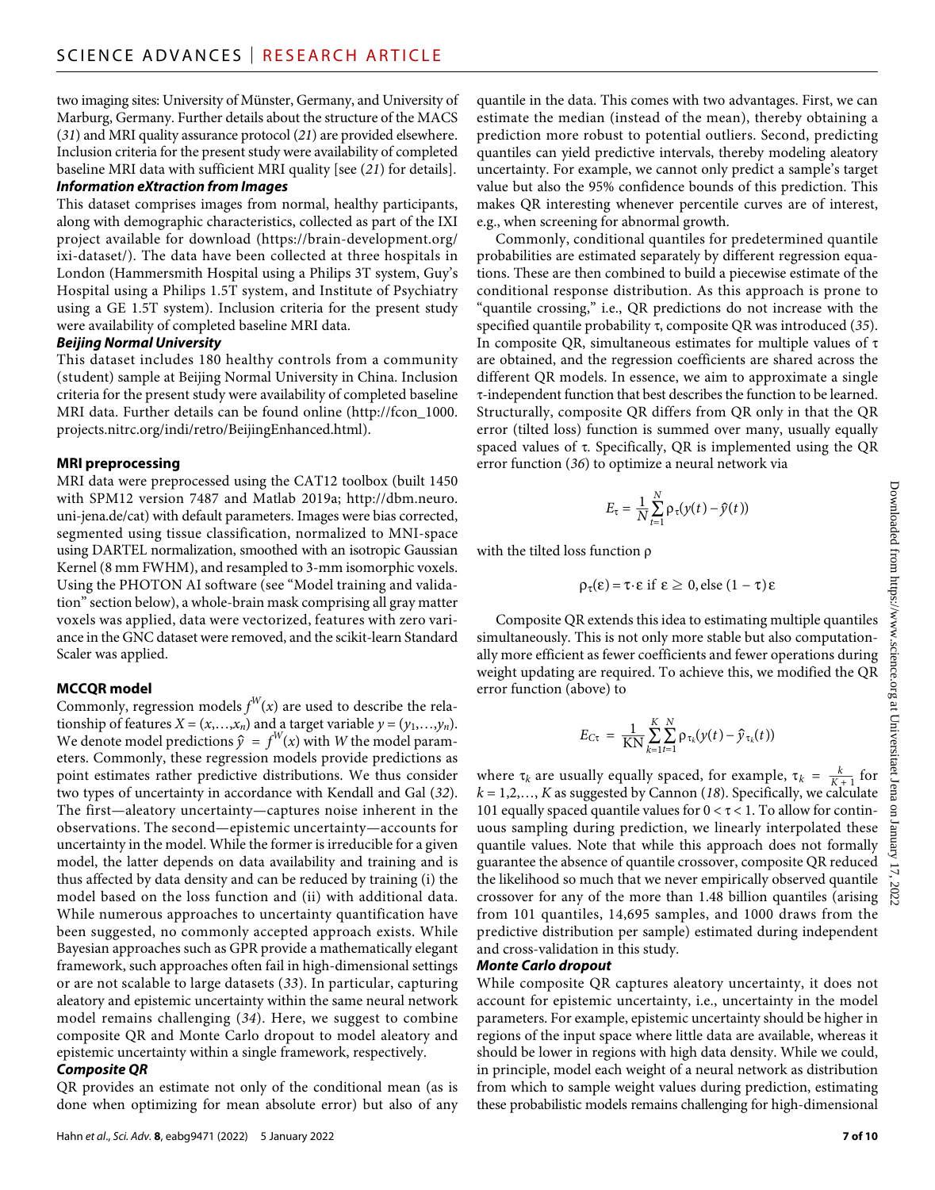two imaging sites: University of Münster, Germany, and University of Marburg, Germany. Further details about the structure of the MACS (31) and MRI quality assurance protocol (21) are provided elsewhere. Inclusion criteria for the present study were availability of completed baseline MRI data with sufficient MRI quality [see (21) for details].

#### *Information eXtraction from Images*

This dataset comprises images from normal, healthy participants, along with demographic characteristics, collected as part of the IXI project available for download (https://brain-development.org/ixi-dataset/). The data have been collected at three hospitals in London (Hammersmith Hospital using a Philips 3T system, Guy's Hospital using a Philips 1.5T system, and Institute of Psychiatry using a GE 1.5T system). Inclusion criteria for the present study were availability of completed baseline MRI data.

#### *Beijing Normal University*

This dataset includes 180 healthy controls from a community (student) sample at Beijing Normal University in China. Inclusion criteria for the present study were availability of completed baseline MRI data. Further details can be found online (http://fcon_1000.projects.nitrc.org/indi/retro/BeijingEnhanced.html).

### MRI preprocessing

MRI data were preprocessed using the CAT12 toolbox (built 1450 with SPM12 version 7487 and Matlab 2019a; http://dbm.neuro.uni-jena.de/cat) with default parameters. Images were bias corrected, segmented using tissue classification, normalized to MNI-space using DARTEL normalization, smoothed with an isotropic Gaussian Kernel (8 mm FWHM), and resampled to 3-mm isomorphic voxels. Using the PHOTON AI software (see "Model training and validation" section below), a whole-brain mask comprising all gray matter voxels was applied, data were vectorized, features with zero variance in the GNC dataset were removed, and the scikit-learn Standard Scaler was applied.

### MCCQR model

Commonly, regression models $f^W(x)$ are used to describe the relationship of features $X = (x, \ldots, x_n)$ and a target variable $y = (y_1, \ldots, y_n)$. We denote model predictions $\hat{y} = f^W(x)$ with $W$ the model parameters. Commonly, these regression models provide predictions as point estimates rather predictive distributions. We thus consider two types of uncertainty in accordance with Kendall and Gal (32). The first—aleatory uncertainty—captures noise inherent in the observations. The second—epistemic uncertainty—accounts for uncertainty in the model. While the former is irreducible for a given model, the latter depends on data availability and training and is thus affected by data density and can be reduced by training (i) the model based on the loss function and (ii) with additional data. While numerous approaches to uncertainty quantification have been suggested, no commonly accepted approach exists. While Bayesian approaches such as GPR provide a mathematically elegant framework, such approaches often fail in high-dimensional settings or are not scalable to large datasets (33). In particular, capturing aleatory and epistemic uncertainty within the same neural network model remains challenging (34). Here, we suggest to combine composite QR and Monte Carlo dropout to model aleatory and epistemic uncertainty within a single framework, respectively.

#### *Composite QR*

QR provides an estimate not only of the conditional mean (as is done when optimizing for mean absolute error) but also of any quantile in the data. This comes with two advantages. First, we can estimate the median (instead of the mean), thereby obtaining a prediction more robust to potential outliers. Second, predicting quantiles can yield predictive intervals, thereby modeling aleatory uncertainty. For example, we cannot only predict a sample's target value but also the 95% confidence bounds of this prediction. This makes QR interesting whenever percentile curves are of interest, e.g., when screening for abnormal growth.

Commonly, conditional quantiles for predetermined quantile probabilities are estimated separately by different regression equations. These are then combined to build a piecewise estimate of the conditional response distribution. As this approach is prone to "quantile crossing," i.e., QR predictions do not increase with the specified quantile probability $\tau$, composite QR was introduced (35). In composite QR, simultaneous estimates for multiple values of $\tau$ are obtained, and the regression coefficients are shared across the different QR models. In essence, we aim to approximate a single $\tau$-independent function that best describes the function to be learned. Structurally, composite QR differs from QR only in that the QR error (tilted loss) function is summed over many, usually equally spaced values of $\tau$. Specifically, QR is implemented using the QR error function (36) to optimize a neural network via

$$E_\tau = \frac{1}{N} \sum_{t=1}^{N} \rho_\tau(y(t) - \hat{y}(t))$$

with the tilted loss function $\rho$

$$\rho_\tau(\varepsilon) = \tau \cdot \varepsilon \text{ if } \varepsilon \geq 0, \text{else } (1 - \tau)\,\varepsilon$$

Composite QR extends this idea to estimating multiple quantiles simultaneously. This is not only more stable but also computationally more efficient as fewer coefficients and fewer operations during weight updating are required. To achieve this, we modified the QR error function (above) to

$$E_{C\tau} = \frac{1}{\mathrm{KN}} \sum_{k=1}^{K} \sum_{t=1}^{N} \rho_{\tau_k}(y(t) - \hat{y}_{\tau_k}(t))$$

where $\tau_k$ are usually equally spaced, for example, $\tau_k = \frac{k}{K+1}$ for $k = 1, 2, \ldots, K$ as suggested by Cannon (18). Specifically, we calculate 101 equally spaced quantile values for $0 < \tau < 1$. To allow for continuous sampling during prediction, we linearly interpolated these quantile values. Note that while this approach does not formally guarantee the absence of quantile crossover, composite QR reduced the likelihood so much that we never empirically observed quantile crossover for any of the more than 1.48 billion quantiles (arising from 101 quantiles, 14,695 samples, and 1000 draws from the predictive distribution per sample) estimated during independent and cross-validation in this study.

#### *Monte Carlo dropout*

While composite QR captures aleatory uncertainty, it does not account for epistemic uncertainty, i.e., uncertainty in the model parameters. For example, epistemic uncertainty should be higher in regions of the input space where little data are available, whereas it should be lower in regions with high data density. While we could, in principle, model each weight of a neural network as distribution from which to sample weight values during prediction, estimating these probabilistic models remains challenging for high-dimensional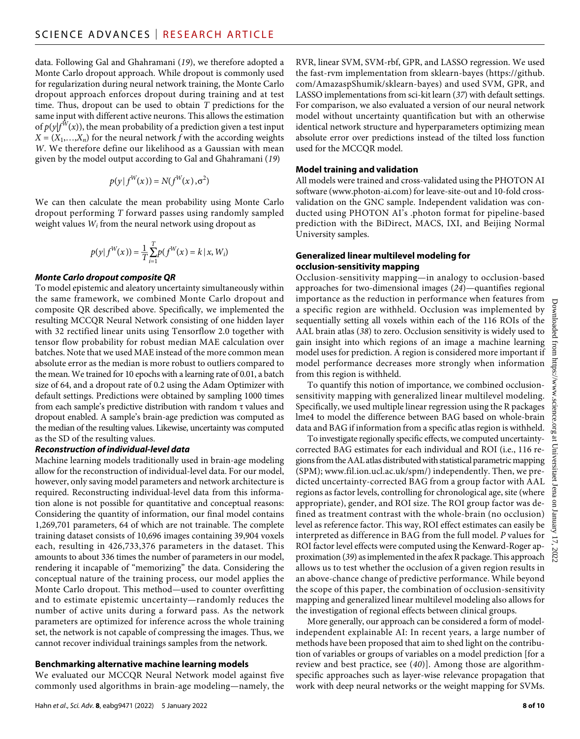data. Following Gal and Ghahramani (*19*), we therefore adopted a Monte Carlo dropout approach. While dropout is commonly used for regularization during neural network training, the Monte Carlo dropout approach enforces dropout during training and at test time. Thus, dropout can be used to obtain $T$ predictions for the same input with different active neurons. This allows the estimation of $p(y|f^W(x))$, the mean probability of a prediction given a test input $X = (X_1,\ldots,X_n)$ for the neural network $f$ with the according weights $W$. We therefore define our likelihood as a Gaussian with mean given by the model output according to Gal and Ghahramani (*19*)

$$p(y \mid f^W(x)) = N(f^W(x), \sigma^2)$$

We can then calculate the mean probability using Monte Carlo dropout performing $T$ forward passes using randomly sampled weight values $W_i$ from the neural network using dropout as

$$p(y| f^W(x)) = \frac{1}{T}\sum_{i=1}^{T} p(f^W(x) = k \mid x, W_i)$$

### *Monte Carlo dropout composite QR*

To model epistemic and aleatory uncertainty simultaneously within the same framework, we combined Monte Carlo dropout and composite QR described above. Specifically, we implemented the resulting MCCQR Neural Network consisting of one hidden layer with 32 rectified linear units using Tensorflow 2.0 together with tensor flow probability for robust median MAE calculation over batches. Note that we used MAE instead of the more common mean absolute error as the median is more robust to outliers compared to the mean. We trained for 10 epochs with a learning rate of 0.01, a batch size of 64, and a dropout rate of 0.2 using the Adam Optimizer with default settings. Predictions were obtained by sampling 1000 times from each sample's predictive distribution with random τ values and dropout enabled. A sample's brain-age prediction was computed as the median of the resulting values. Likewise, uncertainty was computed as the SD of the resulting values.

### *Reconstruction of individual-level data*

Machine learning models traditionally used in brain-age modeling allow for the reconstruction of individual-level data. For our model, however, only saving model parameters and network architecture is required. Reconstructing individual-level data from this information alone is not possible for quantitative and conceptual reasons: Considering the quantity of information, our final model contains 1,269,701 parameters, 64 of which are not trainable. The complete training dataset consists of 10,696 images containing 39,904 voxels each, resulting in 426,733,376 parameters in the dataset. This amounts to about 336 times the number of parameters in our model, rendering it incapable of "memorizing" the data. Considering the conceptual nature of the training process, our model applies the Monte Carlo dropout. This method—used to counter overfitting and to estimate epistemic uncertainty—randomly reduces the number of active units during a forward pass. As the network parameters are optimized for inference across the whole training set, the network is not capable of compressing the images. Thus, we cannot recover individual trainings samples from the network.

## Benchmarking alternative machine learning models

We evaluated our MCCQR Neural Network model against five commonly used algorithms in brain-age modeling—namely, the RVR, linear SVM, SVM-rbf, GPR, and LASSO regression. We used the fast-rvm implementation from sklearn-bayes (https://github.com/AmazaspShumik/sklearn-bayes) and used SVM, GPR, and LASSO implementations from sci-kit learn (*37*) with default settings. For comparison, we also evaluated a version of our neural network model without uncertainty quantification but with an otherwise identical network structure and hyperparameters optimizing mean absolute error over predictions instead of the tilted loss function used for the MCCQR model.

## Model training and validation

All models were trained and cross-validated using the PHOTON AI software (www.photon-ai.com) for leave-site-out and 10-fold cross-validation on the GNC sample. Independent validation was conducted using PHOTON AI's .photon format for pipeline-based prediction with the BiDirect, MACS, IXI, and Beijing Normal University samples.

## Generalized linear multilevel modeling for occlusion-sensitivity mapping

Occlusion-sensitivity mapping—in analogy to occlusion-based approaches for two-dimensional images (*24*)—quantifies regional importance as the reduction in performance when features from a specific region are withheld. Occlusion was implemented by sequentially setting all voxels within each of the 116 ROIs of the AAL brain atlas (*38*) to zero. Occlusion sensitivity is widely used to gain insight into which regions of an image a machine learning model uses for prediction. A region is considered more important if model performance decreases more strongly when information from this region is withheld.

To quantify this notion of importance, we combined occlusion-sensitivity mapping with generalized linear multilevel modeling. Specifically, we used multiple linear regression using the R packages lme4 to model the difference between BAG based on whole-brain data and BAG if information from a specific atlas region is withheld.

To investigate regionally specific effects, we computed uncertainty-corrected BAG estimates for each individual and ROI (i.e., 116 regions from the AAL atlas distributed with statistical parametric mapping (SPM); www.fil.ion.ucl.ac.uk/spm/) independently. Then, we predicted uncertainty-corrected BAG from a group factor with AAL regions as factor levels, controlling for chronological age, site (where appropriate), gender, and ROI size. The ROI group factor was defined as treatment contrast with the whole-brain (no occlusion) level as reference factor. This way, ROI effect estimates can easily be interpreted as difference in BAG from the full model. $P$ values for ROI factor level effects were computed using the Kenward-Roger approximation (*39*) as implemented in the afex R package. This approach allows us to test whether the occlusion of a given region results in an above-chance change of predictive performance. While beyond the scope of this paper, the combination of occlusion-sensitivity mapping and generalized linear multilevel modeling also allows for the investigation of regional effects between clinical groups.

More generally, our approach can be considered a form of model-independent explainable AI: In recent years, a large number of methods have been proposed that aim to shed light on the contribution of variables or groups of variables on a model prediction [for a review and best practice, see (*40*)]. Among those are algorithm-specific approaches such as layer-wise relevance propagation that work with deep neural networks or the weight mapping for SVMs.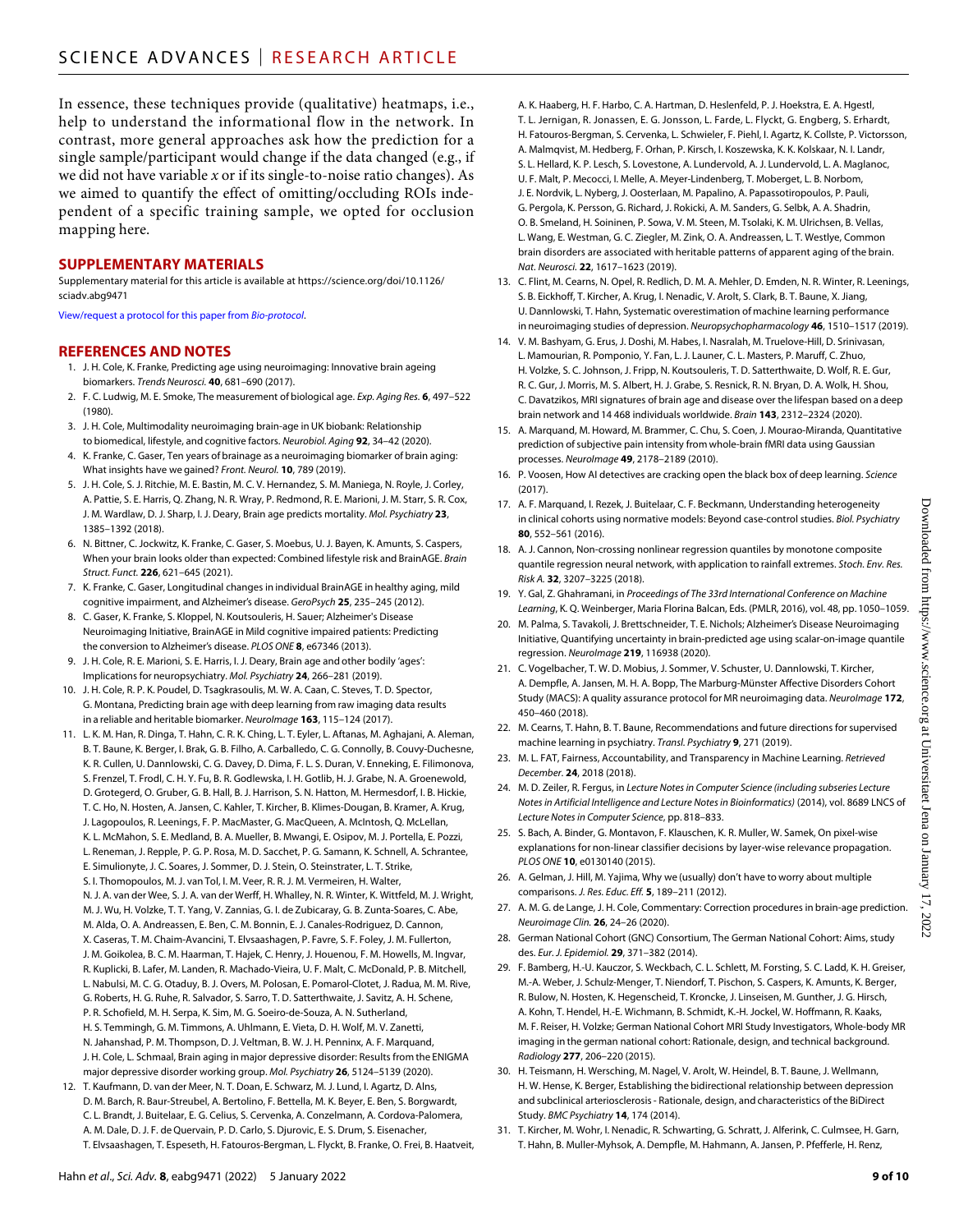In essence, these techniques provide (qualitative) heatmaps, i.e., help to understand the informational flow in the network. In contrast, more general approaches ask how the prediction for a single sample/participant would change if the data changed (e.g., if we did not have variable $x$ or if its single-to-noise ratio changes). As we aimed to quantify the effect of omitting/occluding ROIs independent of a specific training sample, we opted for occlusion mapping here.

## SUPPLEMENTARY MATERIALS

Supplementary material for this article is available at https://science.org/doi/10.1126/sciadv.abg9471

View/request a protocol for this paper from *Bio-protocol*.

## REFERENCES AND NOTES

1. J. H. Cole, K. Franke, Predicting age using neuroimaging: Innovative brain ageing biomarkers. *Trends Neurosci.* **40**, 681–690 (2017).
2. F. C. Ludwig, M. E. Smoke, The measurement of biological age. *Exp. Aging Res.* **6**, 497–522 (1980).
3. J. H. Cole, Multimodality neuroimaging brain-age in UK biobank: Relationship to biomedical, lifestyle, and cognitive factors. *Neurobiol. Aging* **92**, 34–42 (2020).
4. K. Franke, C. Gaser, Ten years of brainage as a neuroimaging biomarker of brain aging: What insights have we gained? *Front. Neurol.* **10**, 789 (2019).
5. J. H. Cole, S. J. Ritchie, M. E. Bastin, M. C. V. Hernandez, S. M. Maniega, N. Royle, J. Corley, A. Pattie, S. E. Harris, Q. Zhang, N. R. Wray, P. Redmond, R. E. Marioni, J. M. Starr, S. R. Cox, J. M. Wardlaw, D. J. Sharp, I. J. Deary, Brain age predicts mortality. *Mol. Psychiatry* **23**, 1385–1392 (2018).
6. N. Bittner, C. Jockwitz, K. Franke, C. Gaser, S. Moebus, U. J. Bayen, K. Amunts, S. Caspers, When your brain looks older than expected: Combined lifestyle risk and BrainAGE. *Brain Struct. Funct.* **226**, 621–645 (2021).
7. K. Franke, C. Gaser, Longitudinal changes in individual BrainAGE in healthy aging, mild cognitive impairment, and Alzheimer's disease. *GeroPsych* **25**, 235–245 (2012).
8. C. Gaser, K. Franke, S. Kloppel, N. Koutsouleris, H. Sauer; Alzheimer's Disease Neuroimaging Initiative, BrainAGE in Mild cognitive impaired patients: Predicting the conversion to Alzheimer's disease. *PLOS ONE* **8**, e67346 (2013).
9. J. H. Cole, R. E. Marioni, S. E. Harris, I. J. Deary, Brain age and other bodily 'ages': Implications for neuropsychiatry. *Mol. Psychiatry* **24**, 266–281 (2019).
10. J. H. Cole, R. P. K. Poudel, D. Tsagkrasoulis, M. W. A. Caan, C. Steves, T. D. Spector, G. Montana, Predicting brain age with deep learning from raw imaging data results in a reliable and heritable biomarker. *NeuroImage* **163**, 115–124 (2017).
11. L. K. M. Han, R. Dinga, T. Hahn, C. R. K. Ching, L. T. Eyler, L. Aftanas, M. Aghajani, A. Aleman, B. T. Baune, K. Berger, I. Brak, G. B. Filho, A. Carballedo, C. G. Connolly, B. Couvy-Duchesne, K. R. Cullen, U. Dannlowski, C. G. Davey, D. Dima, F. L. S. Duran, V. Enneking, E. Filimonova, S. Frenzel, T. Frodl, C. H. Y. Fu, B. R. Godlewska, I. H. Gotlib, H. J. Grabe, N. A. Groenewold, D. Grotegerd, O. Gruber, G. B. Hall, B. J. Harrison, S. N. Hatton, M. Hermesdorf, I. B. Hickie, T. C. Ho, N. Hosten, A. Jansen, C. Kahler, T. Kircher, B. Klimes-Dougan, B. Kramer, A. Krug, J. Lagopoulos, R. Leenings, F. P. MacMaster, G. MacQueen, A. McIntosh, Q. McLellan, K. L. McMahon, S. E. Medland, B. A. Mueller, B. Mwangi, E. Osipov, M. J. Portella, E. Pozzi, L. Reneman, J. Repple, P. G. P. Rosa, M. D. Sacchet, P. G. Samann, K. Schnell, A. Schrantee, E. Simulionyte, J. C. Soares, J. Sommer, D. J. Stein, O. Steinstrater, L. T. Strike, S. I. Thomopoulos, M. J. van Tol, I. M. Veer, R. R. J. M. Vermeiren, H. Walter, N. J. A. van der Wee, S. J. A. van der Werff, H. Whalley, N. R. Winter, K. Wittfeld, M. J. Wright, M. J. Wu, H. Volzke, T. T. Yang, V. Zannias, G. I. de Zubicaray, G. B. Zunta-Soares, C. Abe, M. Alda, O. A. Andreassen, E. Ben, C. M. Bonnin, E. J. Canales-Rodriguez, D. Cannon, X. Caseras, T. M. Chaim-Avancini, T. Elvsaashagen, P. Favre, S. F. Foley, J. M. Fullerton, J. M. Goikolea, B. C. M. Haarman, T. Hajek, C. Henry, J. Houenou, F. M. Howells, M. Ingvar, R. Kuplicki, B. Lafer, M. Landen, R. Machado-Vieira, U. F. Malt, C. McDonald, P. B. Mitchell, L. Nabulsi, M. C. G. Otaduy, B. J. Overs, M. Polosan, E. Pomarol-Clotet, J. Radua, M. M. Rive, G. Roberts, H. G. Ruhe, R. Salvador, S. Sarro, T. D. Satterthwaite, J. Savitz, A. H. Schene, P. R. Schofield, M. H. Serpa, K. Sim, M. G. Soeiro-de-Souza, A. N. Sutherland, H. S. Temmingh, G. M. Timmons, A. Uhlmann, E. Vieta, D. H. Wolf, M. V. Zanetti, N. Jahanshad, P. M. Thompson, D. J. Veltman, B. W. J. H. Penninx, A. F. Marquand, J. H. Cole, L. Schmaal, Brain aging in major depressive disorder: Results from the ENIGMA major depressive disorder working group. *Mol. Psychiatry* **26**, 5124–5139 (2020).
12. T. Kaufmann, D. van der Meer, N. T. Doan, E. Schwarz, M. J. Lund, I. Agartz, D. Alns, D. M. Barch, R. Baur-Streubel, A. Bertolino, F. Bettella, M. K. Beyer, E. Ben, S. Borgwardt, C. L. Brandt, J. Buitelaar, E. G. Celius, S. Cervenka, A. Conzelmann, A. Cordova-Palomera, A. M. Dale, D. J. F. de Quervain, P. D. Carlo, S. Djurovic, E. S. Drum, S. Eisenacher, T. Elvsaashagen, T. Espeseth, H. Fatouros-Bergman, L. Flyckt, B. Franke, O. Frei, B. Haatveit, A. K. Haaberg, H. F. Harbo, C. A. Hartman, D. Heslenfeld, P. J. Hoekstra, E. A. Hgestl, T. L. Jernigan, R. Jonassen, E. G. Jonsson, L. Farde, L. Flyckt, G. Engberg, S. Erhardt, H. Fatouros-Bergman, S. Cervenka, L. Schwieler, F. Piehl, I. Agartz, K. Collste, P. Victorsson, A. Malmqvist, M. Hedberg, F. Orhan, P. Kirsch, I. Koszewska, K. K. Kolskaar, N. I. Landr, S. L. Hellard, K. P. Lesch, S. Lovestone, A. Lundervold, A. J. Lundervold, L. A. Maglanoc, U. F. Malt, P. Mecocci, I. Melle, A. Meyer-Lindenberg, T. Moberget, L. B. Norbom, J. E. Nordvik, L. Nyberg, J. Oosterlaan, M. Papalino, A. Papassotiropoulos, P. Pauli, G. Pergola, K. Persson, G. Richard, J. Rokicki, A. M. Sanders, G. Selbk, A. A. Shadrin, O. B. Smeland, H. Soininen, P. Sowa, V. M. Steen, M. Tsolaki, K. M. Ulrichsen, B. Vellas, L. Wang, E. Westman, G. C. Ziegler, M. Zink, O. A. Andreassen, L. T. Westlye, Common brain disorders are associated with heritable patterns of apparent aging of the brain. *Nat. Neurosci.* **22**, 1617–1623 (2019).
13. C. Flint, M. Cearns, N. Opel, R. Redlich, D. M. A. Mehler, D. Emden, N. R. Winter, R. Leenings, S. B. Eickhoff, T. Kircher, A. Krug, I. Nenadic, V. Arolt, S. Clark, B. T. Baune, X. Jiang, U. Dannlowski, T. Hahn, Systematic overestimation of machine learning performance in neuroimaging studies of depression. *Neuropsychopharmacology* **46**, 1510–1517 (2019).
14. V. M. Bashyam, G. Erus, J. Doshi, M. Habes, I. Nasralah, M. Truelove-Hill, D. Srinivasan, L. Mamourian, R. Pomponio, Y. Fan, L. J. Launer, C. L. Masters, P. Maruff, C. Zhuo, H. Volzke, S. C. Johnson, J. Fripp, N. Koutsouleris, T. D. Satterthwaite, D. Wolf, R. E. Gur, R. C. Gur, J. Morris, M. S. Albert, H. J. Grabe, S. Resnick, R. N. Bryan, D. A. Wolk, H. Shou, C. Davatzikos, MRI signatures of brain age and disease over the lifespan based on a deep brain network and 14 468 individuals worldwide. *Brain* **143**, 2312–2324 (2020).
15. A. Marquand, M. Howard, M. Brammer, C. Chu, S. Coen, J. Mourao-Miranda, Quantitative prediction of subjective pain intensity from whole-brain fMRI data using Gaussian processes. *NeuroImage* **49**, 2178–2189 (2010).
16. P. Voosen, How AI detectives are cracking open the black box of deep learning. *Science* (2017).
17. A. F. Marquand, I. Rezek, J. Buitelaar, C. F. Beckmann, Understanding heterogeneity in clinical cohorts using normative models: Beyond case-control studies. *Biol. Psychiatry* **80**, 552–561 (2016).
18. A. J. Cannon, Non-crossing nonlinear regression quantiles by monotone composite quantile regression neural network, with application to rainfall extremes. *Stoch. Env. Res. Risk A.* **32**, 3207–3225 (2018).
19. Y. Gal, Z. Ghahramani, in *Proceedings of The 33rd International Conference on Machine Learning*, K. Q. Weinberger, Maria Florina Balcan, Eds. (PMLR, 2016), vol. 48, pp. 1050–1059.
20. M. Palma, S. Tavakoli, J. Brettschneider, T. E. Nichols; Alzheimer's Disease Neuroimaging Initiative, Quantifying uncertainty in brain-predicted age using scalar-on-image quantile regression. *NeuroImage* **219**, 116938 (2020).
21. C. Vogelbacher, T. W. D. Mobius, J. Sommer, V. Schuster, U. Dannlowski, T. Kircher, A. Dempfle, A. Jansen, M. H. A. Bopp, The Marburg-Münster Affective Disorders Cohort Study (MACS): A quality assurance protocol for MR neuroimaging data. *NeuroImage* **172**, 450–460 (2018).
22. M. Cearns, T. Hahn, B. T. Baune, Recommendations and future directions for supervised machine learning in psychiatry. *Transl. Psychiatry* **9**, 271 (2019).
23. M. L. FAT, Fairness, Accountability, and Transparency in Machine Learning. *Retrieved December*. **24**, 2018 (2018).
24. M. D. Zeiler, R. Fergus, in *Lecture Notes in Computer Science (including subseries Lecture Notes in Artificial Intelligence and Lecture Notes in Bioinformatics)* (2014), vol. 8689 LNCS of *Lecture Notes in Computer Science*, pp. 818–833.
25. S. Bach, A. Binder, G. Montavon, F. Klauschen, K. R. Muller, W. Samek, On pixel-wise explanations for non-linear classifier decisions by layer-wise relevance propagation. *PLOS ONE* **10**, e0130140 (2015).
26. A. Gelman, J. Hill, M. Yajima, Why we (usually) don't have to worry about multiple comparisons. *J. Res. Educ. Eff.* **5**, 189–211 (2012).
27. A. M. G. de Lange, J. H. Cole, Commentary: Correction procedures in brain-age prediction. *NeuroImage Clin.* **26**, 24–26 (2020).
28. German National Cohort (GNC) Consortium, The German National Cohort: Aims, study des. *Eur. J. Epidemiol.* **29**, 371–382 (2014).
29. F. Bamberg, H.-U. Kauczor, S. Weckbach, C. L. Schlett, M. Forsting, S. C. Ladd, K. H. Greiser, M.-A. Weber, J. Schulz-Menger, T. Niendorf, T. Pischon, S. Caspers, K. Amunts, K. Berger, R. Bulow, N. Hosten, K. Hegenscheid, T. Kroncke, J. Linseisen, M. Gunther, J. G. Hirsch, A. Kohn, T. Hendel, H.-E. Wichmann, B. Schmidt, K.-H. Jockel, W. Hoffmann, R. Kaaks, M. F. Reiser, H. Volzke; German National Cohort MRI Study Investigators, Whole-body MR imaging in the german national cohort: Rationale, design, and technical background. *Radiology* **277**, 206–220 (2015).
30. H. Teismann, H. Wersching, M. Nagel, V. Arolt, W. Heindel, B. T. Baune, J. Wellmann, H. W. Hense, K. Berger, Establishing the bidirectional relationship between depression and subclinical arteriosclerosis - Rationale, design, and characteristics of the BiDirect Study. *BMC Psychiatry* **14**, 174 (2014).
31. T. Kircher, M. Wohr, I. Nenadic, R. Schwarting, G. Schratt, J. Alferink, C. Culmsee, H. Garn, T. Hahn, B. Muller-Myhsok, A. Dempfle, M. Hahmann, A. Jansen, P. Pfefferle, H. Renz,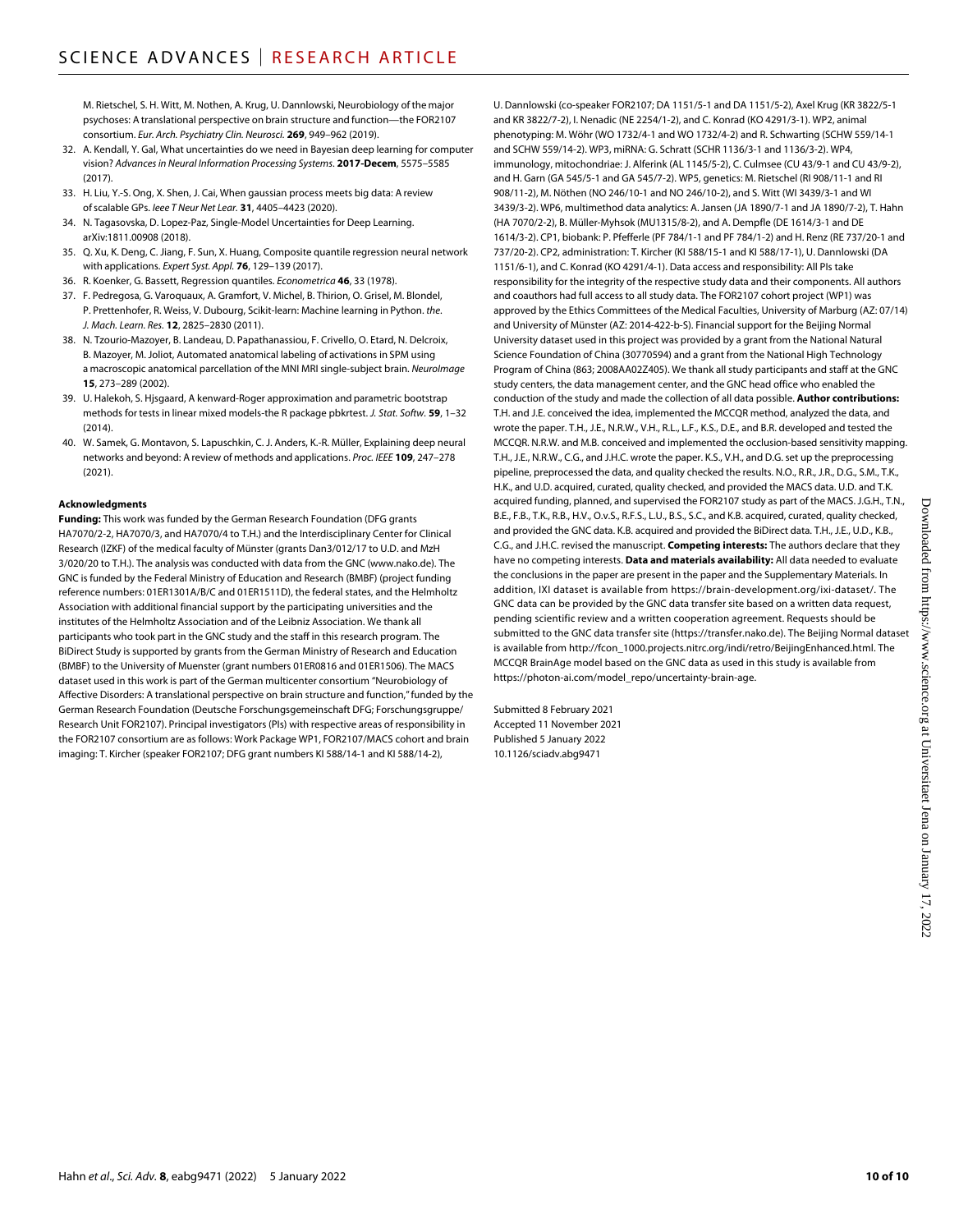M. Rietschel, S. H. Witt, M. Nothen, A. Krug, U. Dannlowski, Neurobiology of the major psychoses: A translational perspective on brain structure and function—the FOR2107 consortium. *Eur. Arch. Psychiatry Clin. Neurosci.* **269**, 949–962 (2019).

32. A. Kendall, Y. Gal, What uncertainties do we need in Bayesian deep learning for computer vision? *Advances in Neural Information Processing Systems*. **2017-Decem**, 5575–5585 (2017).
33. H. Liu, Y.-S. Ong, X. Shen, J. Cai, When gaussian process meets big data: A review of scalable GPs. *Ieee T Neur Net Lear.* **31**, 4405–4423 (2020).
34. N. Tagasovska, D. Lopez-Paz, Single-Model Uncertainties for Deep Learning. arXiv:1811.00908 (2018).
35. Q. Xu, K. Deng, C. Jiang, F. Sun, X. Huang, Composite quantile regression neural network with applications. *Expert Syst. Appl.* **76**, 129–139 (2017).
36. R. Koenker, G. Bassett, Regression quantiles. *Econometrica* **46**, 33 (1978).
37. F. Pedregosa, G. Varoquaux, A. Gramfort, V. Michel, B. Thirion, O. Grisel, M. Blondel, P. Prettenhofer, R. Weiss, V. Dubourg, Scikit-learn: Machine learning in Python. *the. J. Mach. Learn. Res.* **12**, 2825–2830 (2011).
38. N. Tzourio-Mazoyer, B. Landeau, D. Papathanassiou, F. Crivello, O. Etard, N. Delcroix, B. Mazoyer, M. Joliot, Automated anatomical labeling of activations in SPM using a macroscopic anatomical parcellation of the MNI MRI single-subject brain. *NeuroImage* **15**, 273–289 (2002).
39. U. Halekoh, S. Hjsgaard, A kenward-Roger approximation and parametric bootstrap methods for tests in linear mixed models-the R package pbkrtest. *J. Stat. Softw.* **59**, 1–32 (2014).
40. W. Samek, G. Montavon, S. Lapuschkin, C. J. Anders, K.-R. Müller, Explaining deep neural networks and beyond: A review of methods and applications. *Proc. IEEE* **109**, 247–278 (2021).

#### Acknowledgments

**Funding:** This work was funded by the German Research Foundation (DFG grants HA7070/2-2, HA7070/3, and HA7070/4 to T.H.) and the Interdisciplinary Center for Clinical Research (IZKF) of the medical faculty of Münster (grants Dan3/012/17 to U.D. and MzH 3/020/20 to T.H.). The analysis was conducted with data from the GNC (www.nako.de). The GNC is funded by the Federal Ministry of Education and Research (BMBF) (project funding reference numbers: 01ER1301A/B/C and 01ER1511D), the federal states, and the Helmholtz Association with additional financial support by the participating universities and the institutes of the Helmholtz Association and of the Leibniz Association. We thank all participants who took part in the GNC study and the staff in this research program. The BiDirect Study is supported by grants from the German Ministry of Research and Education (BMBF) to the University of Muenster (grant numbers 01ER0816 and 01ER1506). The MACS dataset used in this work is part of the German multicenter consortium "Neurobiology of Affective Disorders: A translational perspective on brain structure and function," funded by the German Research Foundation (Deutsche Forschungsgemeinschaft DFG; Forschungsgruppe/Research Unit FOR2107). Principal investigators (PIs) with respective areas of responsibility in the FOR2107 consortium are as follows: Work Package WP1, FOR2107/MACS cohort and brain imaging: T. Kircher (speaker FOR2107; DFG grant numbers KI 588/14-1 and KI 588/14-2), U. Dannlowski (co-speaker FOR2107; DA 1151/5-1 and DA 1151/5-2), Axel Krug (KR 3822/5-1 and KR 3822/7-2), I. Nenadic (NE 2254/1-2), and C. Konrad (KO 4291/3-1). WP2, animal phenotyping: M. Wöhr (WO 1732/4-1 and WO 1732/4-2) and R. Schwarting (SCHW 559/14-1 and SCHW 559/14-2). WP3, miRNA: G. Schratt (SCHR 1136/3-1 and 1136/3-2). WP4, immunology, mitochondriae: J. Alferink (AL 1145/5-2), C. Culmsee (CU 43/9-1 and CU 43/9-2), and H. Garn (GA 545/5-1 and GA 545/7-2). WP5, genetics: M. Rietschel (RI 908/11-1 and RI 908/11-2), M. Nöthen (NO 246/10-1 and NO 246/10-2), and S. Witt (WI 3439/3-1 and WI 3439/3-2). WP6, multimethod data analytics: A. Jansen (JA 1890/7-1 and JA 1890/7-2), T. Hahn (HA 7070/2-2), B. Müller-Myhsok (MU1315/8-2), and A. Dempfle (DE 1614/3-1 and DE 1614/3-2). CP1, biobank: P. Pfefferle (PF 784/1-1 and PF 784/1-2) and H. Renz (RE 737/20-1 and 737/20-2). CP2, administration: T. Kircher (KI 588/15-1 and KI 588/17-1), U. Dannlowski (DA 1151/6-1), and C. Konrad (KO 4291/4-1). Data access and responsibility: All PIs take responsibility for the integrity of the respective study data and their components. All authors and coauthors had full access to all study data. The FOR2107 cohort project (WP1) was approved by the Ethics Committees of the Medical Faculties, University of Marburg (AZ: 07/14) and University of Münster (AZ: 2014-422-b-S). Financial support for the Beijing Normal University dataset used in this project was provided by a grant from the National Natural Science Foundation of China (30770594) and a grant from the National High Technology Program of China (863; 2008AA02Z405). We thank all study participants and staff at the GNC study centers, the data management center, and the GNC head office who enabled the conduction of the study and made the collection of all data possible. **Author contributions:** T.H. and J.E. conceived the idea, implemented the MCCQR method, analyzed the data, and wrote the paper. T.H., J.E., N.R.W., V.H., R.L., L.F., K.S., D.E., and B.R. developed and tested the MCCQR. N.R.W. and M.B. conceived and implemented the occlusion-based sensitivity mapping. T.H., J.E., N.R.W., C.G., and J.H.C. wrote the paper. K.S., V.H., and D.G. set up the preprocessing pipeline, preprocessed the data, and quality checked the results. N.O., R.R., J.R., D.G., S.M., T.K., H.K., and U.D. acquired, curated, quality checked, and provided the MACS data. U.D. and T.K. acquired funding, planned, and supervised the FOR2107 study as part of the MACS. J.G.H., T.N., B.E., F.B., T.K., R.B., H.V., O.v.S., R.F.S., L.U., B.S., S.C., and K.B. acquired, curated, quality checked, and provided the GNC data. K.B. acquired and provided the BiDirect data. T.H., J.E., U.D., K.B., C.G., and J.H.C. revised the manuscript. **Competing interests:** The authors declare that they have no competing interests. **Data and materials availability:** All data needed to evaluate the conclusions in the paper are present in the paper and the Supplementary Materials. In addition, IXI dataset is available from https://brain-development.org/ixi-dataset/. The GNC data can be provided by the GNC data transfer site based on a written data request, pending scientific review and a written cooperation agreement. Requests should be submitted to the GNC data transfer site (https://transfer.nako.de). The Beijing Normal dataset is available from http://fcon_1000.projects.nitrc.org/indi/retro/BeijingEnhanced.html. The MCCQR BrainAge model based on the GNC data as used in this study is available from https://photon-ai.com/model_repo/uncertainty-brain-age.

Submitted 8 February 2021
Accepted 11 November 2021
Published 5 January 2022
10.1126/sciadv.abg9471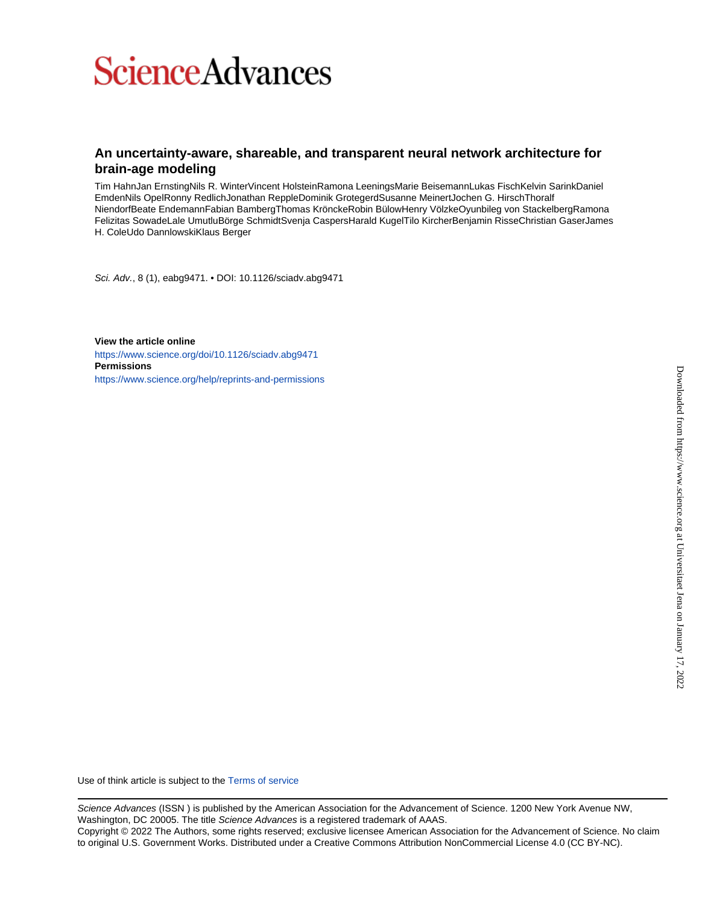# ScienceAdvances

## An uncertainty-aware, shareable, and transparent neural network architecture for brain-age modeling

Tim HahnJan ErnstingNils R. WinterVincent HolsteinRamona LeeningsMarie BeisemannLukas FischKelvin SarinkDaniel EmdenNils OpelRonny RedlichJonathan ReppleDominik GrotegerdSusanne MeinertJochen G. HirschThoralf NiendorfBeate EndemannFabian BambergThomas KrönckeRobin BülowHenry VölzkeOyunbileg von StackelbergRamona Felizitas SowadeLale UmutluBörge SchmidtSvenja CaspersHarald KugelTilo KircherBenjamin RisseChristian GaserJames H. ColeUdo DannlowskiKlaus Berger

*Sci. Adv.*, 8 (1), eabg9471. • DOI: 10.1126/sciadv.abg9471

**View the article online**
https://www.science.org/doi/10.1126/sciadv.abg9471
**Permissions**
https://www.science.org/help/reprints-and-permissions

Downloaded from https://www.science.org at Universitaet Jena on January 17, 2022

Use of think article is subject to the Terms of service

*Science Advances* (ISSN ) is published by the American Association for the Advancement of Science. 1200 New York Avenue NW, Washington, DC 20005. The title *Science Advances* is a registered trademark of AAAS.
Copyright © 2022 The Authors, some rights reserved; exclusive licensee American Association for the Advancement of Science. No claim to original U.S. Government Works. Distributed under a Creative Commons Attribution NonCommercial License 4.0 (CC BY-NC).